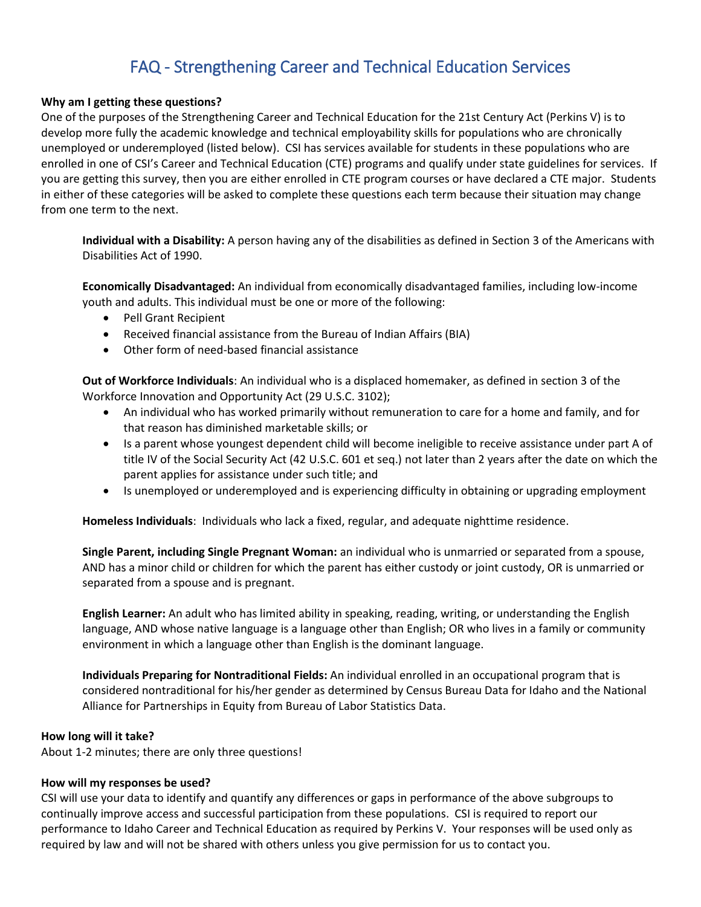# FAQ - Strengthening Career and Technical Education Services

**Why am I getting these questions?**

One of the purposes of the Strengthening Career and Technical Education for the 21st Century Act (Perkins V) is to develop more fully the academic knowledge and technical employability skills for populations who are chronically unemployed or underemployed (listed below). CSI has services available for students in these populations who are enrolled in one of CSI's Career and Technical Education (CTE) programs and qualify under state guidelines for services. If you are getting this survey, then you are either enrolled in CTE program courses or have declared a CTE major. Students in either of these categories will be asked to complete these questions each term because their situation may change from one term to the next.

**Individual with a Disability:** A person having any of the disabilities as defined in Section 3 of the Americans with Disabilities Act of 1990.

**Economically Disadvantaged:** An individual from economically disadvantaged families, including low-income youth and adults. This individual must be one or more of the following:

- Pell Grant Recipient
- Received financial assistance from the Bureau of Indian Affairs (BIA)
- Other form of need-based financial assistance

**Out of Workforce Individuals**: An individual who is a displaced homemaker, as defined in section 3 of the Workforce Innovation and Opportunity Act (29 U.S.C. 3102);

- An individual who has worked primarily without remuneration to care for a home and family, and for that reason has diminished marketable skills; or
- Is a parent whose youngest dependent child will become ineligible to receive assistance under part A of title IV of the Social Security Act (42 U.S.C. 601 et seq.) not later than 2 years after the date on which the parent applies for assistance under such title; and
- Is unemployed or underemployed and is experiencing difficulty in obtaining or upgrading employment

**Homeless Individuals**: Individuals who lack a fixed, regular, and adequate nighttime residence.

**Single Parent, including Single Pregnant Woman:** an individual who is unmarried or separated from a spouse, AND has a minor child or children for which the parent has either custody or joint custody, OR is unmarried or separated from a spouse and is pregnant.

**English Learner:** An adult who has limited ability in speaking, reading, writing, or understanding the English language, AND whose native language is a language other than English; OR who lives in a family or community environment in which a language other than English is the dominant language.

**Individuals Preparing for Nontraditional Fields:** An individual enrolled in an occupational program that is considered nontraditional for his/her gender as determined by Census Bureau Data for Idaho and the National Alliance for Partnerships in Equity from Bureau of Labor Statistics Data.

**How long will it take?**

About 1-2 minutes; there are only three questions!

**How will my responses be used?**

CSI will use your data to identify and quantify any differences or gaps in performance of the above subgroups to continually improve access and successful participation from these populations. CSI is required to report our performance to Idaho Career and Technical Education as required by Perkins V. Your responses will be used only as required by law and will not be shared with others unless you give permission for us to contact you.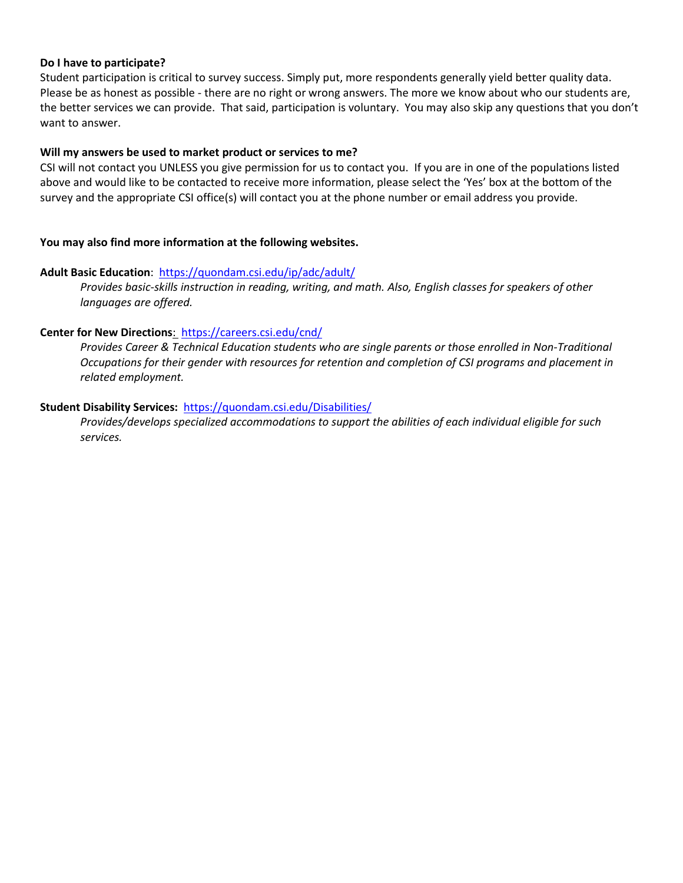**Do I have to participate?**

Student participation is critical to survey success. Simply put, more respondents generally yield better quality data. Please be as honest as possible - there are no right or wrong answers. The more we know about who our students are, the better services we can provide. That said, participation is voluntary. You may also skip any questions that you don't want to answer.

**Will my answers be used to market product or services to me?**

CSI will not contact you UNLESS you give permission for us to contact you. If you are in one of the populations listed above and would like to be contacted to receive more information, please select the 'Yes' box at the bottom of the survey and the appropriate CSI office(s) will contact you at the phone number or email address you provide.

**You may also find more information at the following websites.**

**Adult Basic Education**: https://quondam.csi.edu/ip/adc/adult/

*Provides basic-skills instruction in reading, writing, and math. Also, English classes for speakers of other languages are offered.*

**Center for New Directions**: https://careers.csi.edu/cnd/

*Provides Career & Technical Education students who are single parents or those enrolled in Non-Traditional Occupations for their gender with resources for retention and completion of CSI programs and placement in related employment.*

**Student Disability Services:** https://quondam.csi.edu/Disabilities/

*Provides/develops specialized accommodations to support the abilities of each individual eligible for such services.*